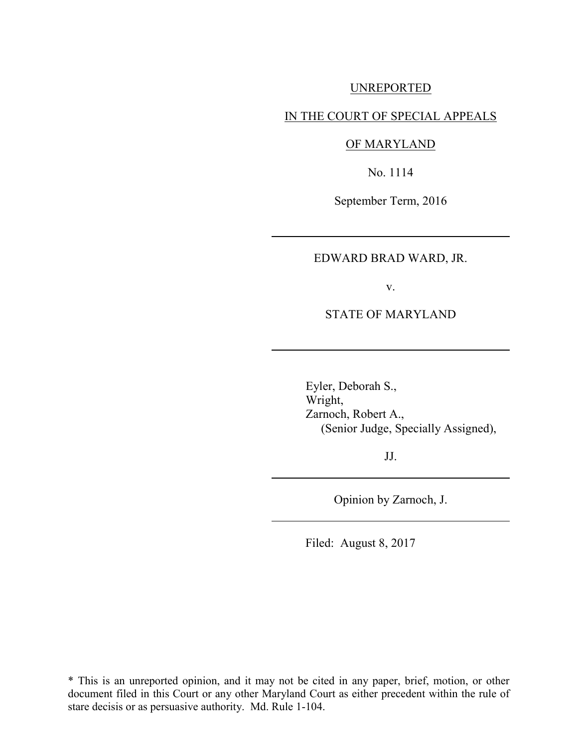UNREPORTED

IN THE COURT OF SPECIAL APPEALS

OF MARYLAND

No. 1114

September Term, 2016

---

EDWARD BRAD WARD, JR.

v.

STATE OF MARYLAND

---

Eyler, Deborah S.,
Wright,
Zarnoch, Robert A.,
(Senior Judge, Specially Assigned),

JJ.

---

Opinion by Zarnoch, J.

---

Filed: August 8, 2017

\* This is an unreported opinion, and it may not be cited in any paper, brief, motion, or other document filed in this Court or any other Maryland Court as either precedent within the rule of stare decisis or as persuasive authority. Md. Rule 1-104.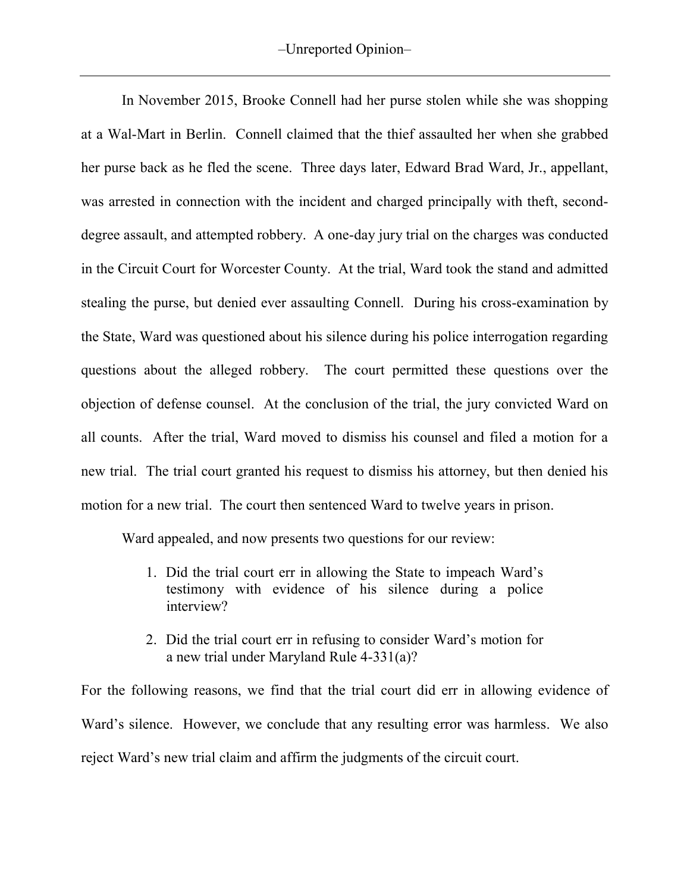In November 2015, Brooke Connell had her purse stolen while she was shopping at a Wal-Mart in Berlin. Connell claimed that the thief assaulted her when she grabbed her purse back as he fled the scene. Three days later, Edward Brad Ward, Jr., appellant, was arrested in connection with the incident and charged principally with theft, second-degree assault, and attempted robbery. A one-day jury trial on the charges was conducted in the Circuit Court for Worcester County. At the trial, Ward took the stand and admitted stealing the purse, but denied ever assaulting Connell. During his cross-examination by the State, Ward was questioned about his silence during his police interrogation regarding questions about the alleged robbery. The court permitted these questions over the objection of defense counsel. At the conclusion of the trial, the jury convicted Ward on all counts. After the trial, Ward moved to dismiss his counsel and filed a motion for a new trial. The trial court granted his request to dismiss his attorney, but then denied his motion for a new trial. The court then sentenced Ward to twelve years in prison.

Ward appealed, and now presents two questions for our review:

1. Did the trial court err in allowing the State to impeach Ward's testimony with evidence of his silence during a police interview?
2. Did the trial court err in refusing to consider Ward's motion for a new trial under Maryland Rule 4-331(a)?

For the following reasons, we find that the trial court did err in allowing evidence of Ward's silence. However, we conclude that any resulting error was harmless. We also reject Ward's new trial claim and affirm the judgments of the circuit court.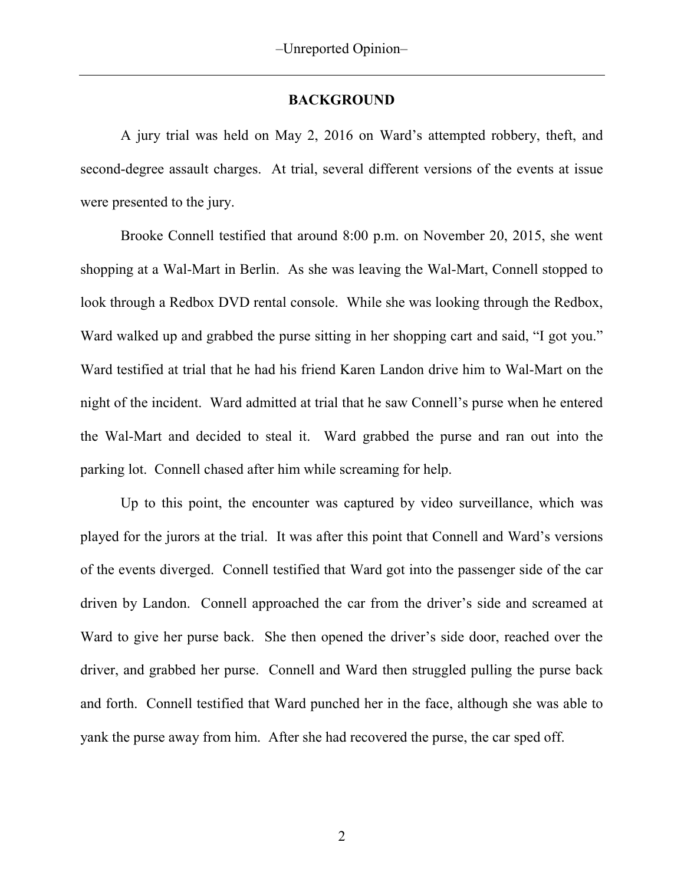## BACKGROUND

A jury trial was held on May 2, 2016 on Ward's attempted robbery, theft, and second-degree assault charges. At trial, several different versions of the events at issue were presented to the jury.

Brooke Connell testified that around 8:00 p.m. on November 20, 2015, she went shopping at a Wal-Mart in Berlin. As she was leaving the Wal-Mart, Connell stopped to look through a Redbox DVD rental console. While she was looking through the Redbox, Ward walked up and grabbed the purse sitting in her shopping cart and said, "I got you." Ward testified at trial that he had his friend Karen Landon drive him to Wal-Mart on the night of the incident. Ward admitted at trial that he saw Connell's purse when he entered the Wal-Mart and decided to steal it. Ward grabbed the purse and ran out into the parking lot. Connell chased after him while screaming for help.

Up to this point, the encounter was captured by video surveillance, which was played for the jurors at the trial. It was after this point that Connell and Ward's versions of the events diverged. Connell testified that Ward got into the passenger side of the car driven by Landon. Connell approached the car from the driver's side and screamed at Ward to give her purse back. She then opened the driver's side door, reached over the driver, and grabbed her purse. Connell and Ward then struggled pulling the purse back and forth. Connell testified that Ward punched her in the face, although she was able to yank the purse away from him. After she had recovered the purse, the car sped off.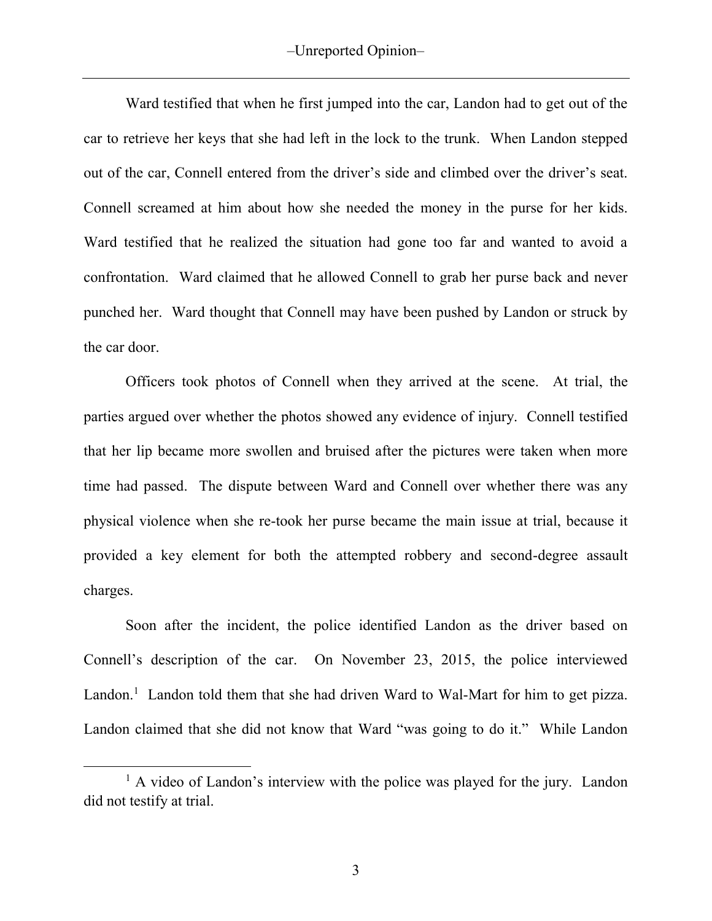Ward testified that when he first jumped into the car, Landon had to get out of the car to retrieve her keys that she had left in the lock to the trunk. When Landon stepped out of the car, Connell entered from the driver's side and climbed over the driver's seat. Connell screamed at him about how she needed the money in the purse for her kids. Ward testified that he realized the situation had gone too far and wanted to avoid a confrontation. Ward claimed that he allowed Connell to grab her purse back and never punched her. Ward thought that Connell may have been pushed by Landon or struck by the car door.

Officers took photos of Connell when they arrived at the scene. At trial, the parties argued over whether the photos showed any evidence of injury. Connell testified that her lip became more swollen and bruised after the pictures were taken when more time had passed. The dispute between Ward and Connell over whether there was any physical violence when she re-took her purse became the main issue at trial, because it provided a key element for both the attempted robbery and second-degree assault charges.

Soon after the incident, the police identified Landon as the driver based on Connell's description of the car. On November 23, 2015, the police interviewed Landon.[1] Landon told them that she had driven Ward to Wal-Mart for him to get pizza. Landon claimed that she did not know that Ward "was going to do it." While Landon

---

[1] A video of Landon's interview with the police was played for the jury. Landon did not testify at trial.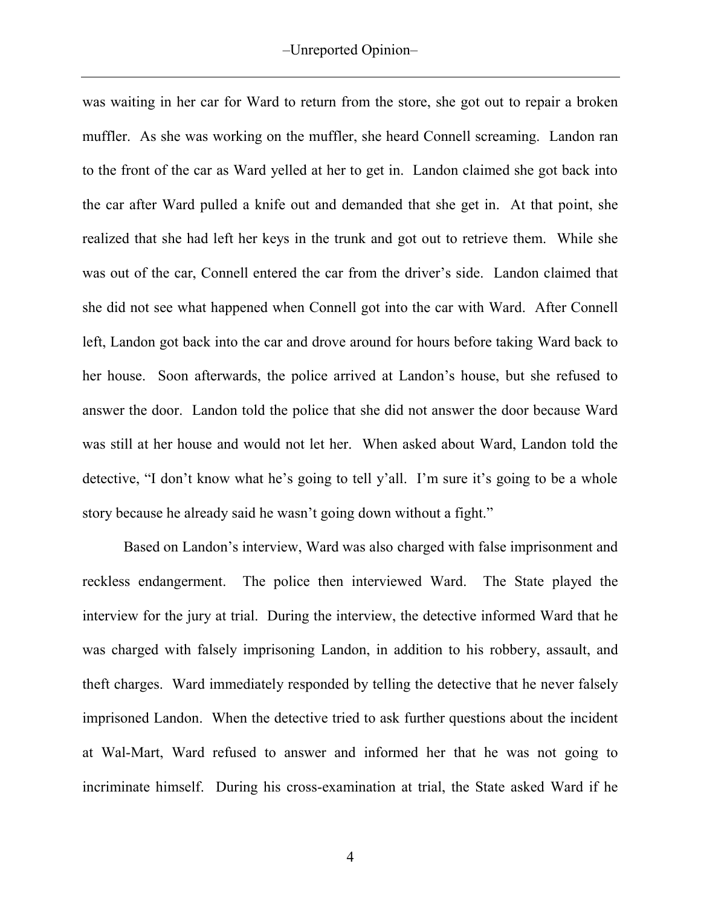was waiting in her car for Ward to return from the store, she got out to repair a broken muffler. As she was working on the muffler, she heard Connell screaming. Landon ran to the front of the car as Ward yelled at her to get in. Landon claimed she got back into the car after Ward pulled a knife out and demanded that she get in. At that point, she realized that she had left her keys in the trunk and got out to retrieve them. While she was out of the car, Connell entered the car from the driver's side. Landon claimed that she did not see what happened when Connell got into the car with Ward. After Connell left, Landon got back into the car and drove around for hours before taking Ward back to her house. Soon afterwards, the police arrived at Landon's house, but she refused to answer the door. Landon told the police that she did not answer the door because Ward was still at her house and would not let her. When asked about Ward, Landon told the detective, "I don't know what he's going to tell y'all. I'm sure it's going to be a whole story because he already said he wasn't going down without a fight."

Based on Landon's interview, Ward was also charged with false imprisonment and reckless endangerment. The police then interviewed Ward. The State played the interview for the jury at trial. During the interview, the detective informed Ward that he was charged with falsely imprisoning Landon, in addition to his robbery, assault, and theft charges. Ward immediately responded by telling the detective that he never falsely imprisoned Landon. When the detective tried to ask further questions about the incident at Wal-Mart, Ward refused to answer and informed her that he was not going to incriminate himself. During his cross-examination at trial, the State asked Ward if he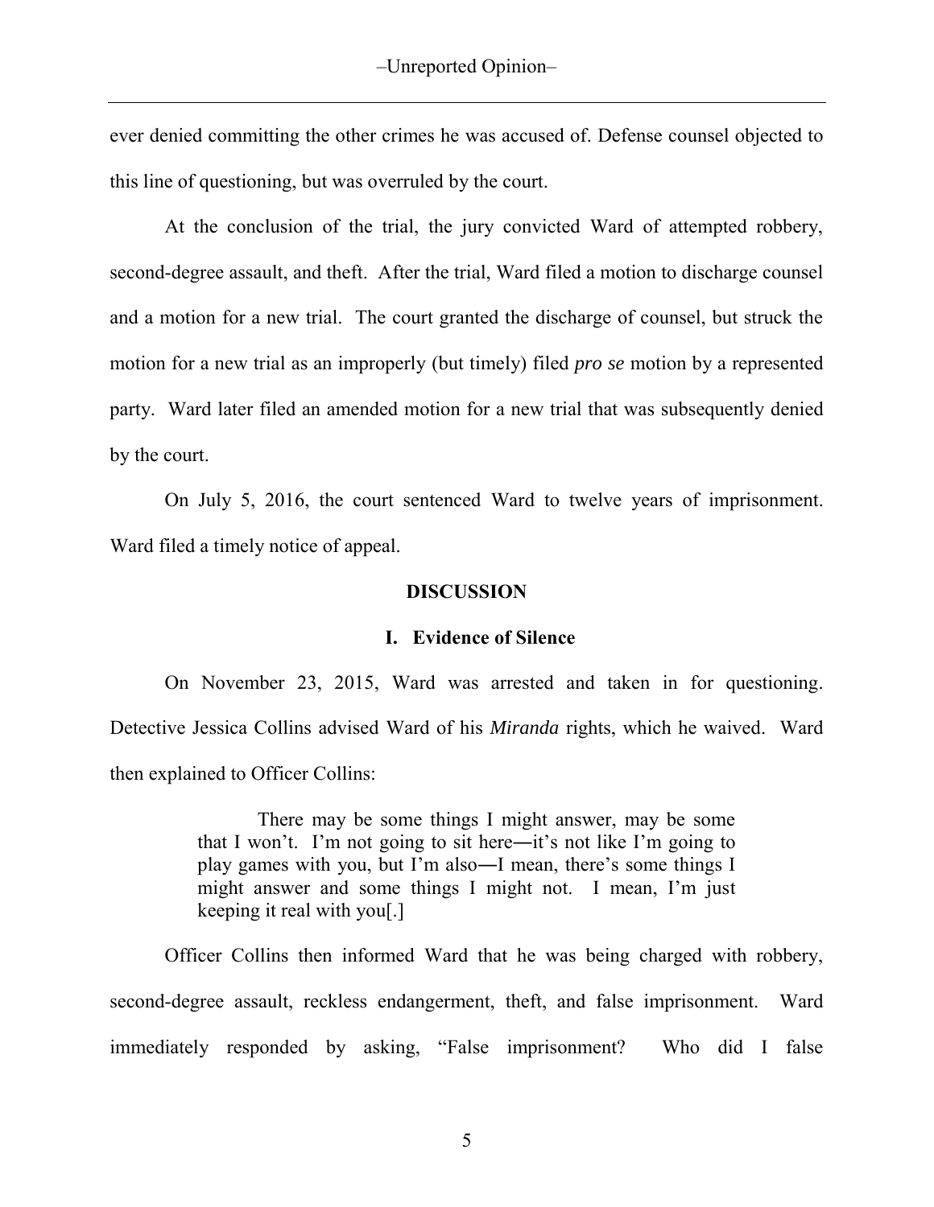ever denied committing the other crimes he was accused of. Defense counsel objected to this line of questioning, but was overruled by the court.

At the conclusion of the trial, the jury convicted Ward of attempted robbery, second-degree assault, and theft. After the trial, Ward filed a motion to discharge counsel and a motion for a new trial. The court granted the discharge of counsel, but struck the motion for a new trial as an improperly (but timely) filed *pro se* motion by a represented party. Ward later filed an amended motion for a new trial that was subsequently denied by the court.

On July 5, 2016, the court sentenced Ward to twelve years of imprisonment. Ward filed a timely notice of appeal.

## DISCUSSION

### I. Evidence of Silence

On November 23, 2015, Ward was arrested and taken in for questioning. Detective Jessica Collins advised Ward of his *Miranda* rights, which he waived. Ward then explained to Officer Collins:

> There may be some things I might answer, may be some that I won't. I'm not going to sit here—it's not like I'm going to play games with you, but I'm also—I mean, there's some things I might answer and some things I might not. I mean, I'm just keeping it real with you[.]

Officer Collins then informed Ward that he was being charged with robbery, second-degree assault, reckless endangerment, theft, and false imprisonment. Ward immediately responded by asking, "False imprisonment? Who did I false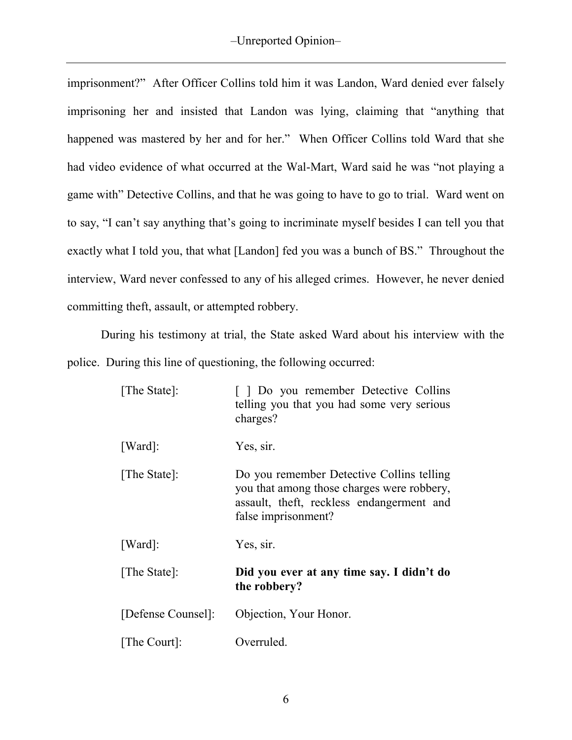imprisonment?" After Officer Collins told him it was Landon, Ward denied ever falsely imprisoning her and insisted that Landon was lying, claiming that "anything that happened was mastered by her and for her." When Officer Collins told Ward that she had video evidence of what occurred at the Wal-Mart, Ward said he was "not playing a game with" Detective Collins, and that he was going to have to go to trial. Ward went on to say, "I can't say anything that's going to incriminate myself besides I can tell you that exactly what I told you, that what [Landon] fed you was a bunch of BS." Throughout the interview, Ward never confessed to any of his alleged crimes. However, he never denied committing theft, assault, or attempted robbery.

During his testimony at trial, the State asked Ward about his interview with the police. During this line of questioning, the following occurred:

> [The State]: [ ] Do you remember Detective Collins telling you that you had some very serious charges?
>
> [Ward]: Yes, sir.
>
> [The State]: Do you remember Detective Collins telling you that among those charges were robbery, assault, theft, reckless endangerment and false imprisonment?
>
> [Ward]: Yes, sir.
>
> [The State]: **Did you ever at any time say. I didn't do the robbery?**
>
> [Defense Counsel]: Objection, Your Honor.
>
> [The Court]: Overruled.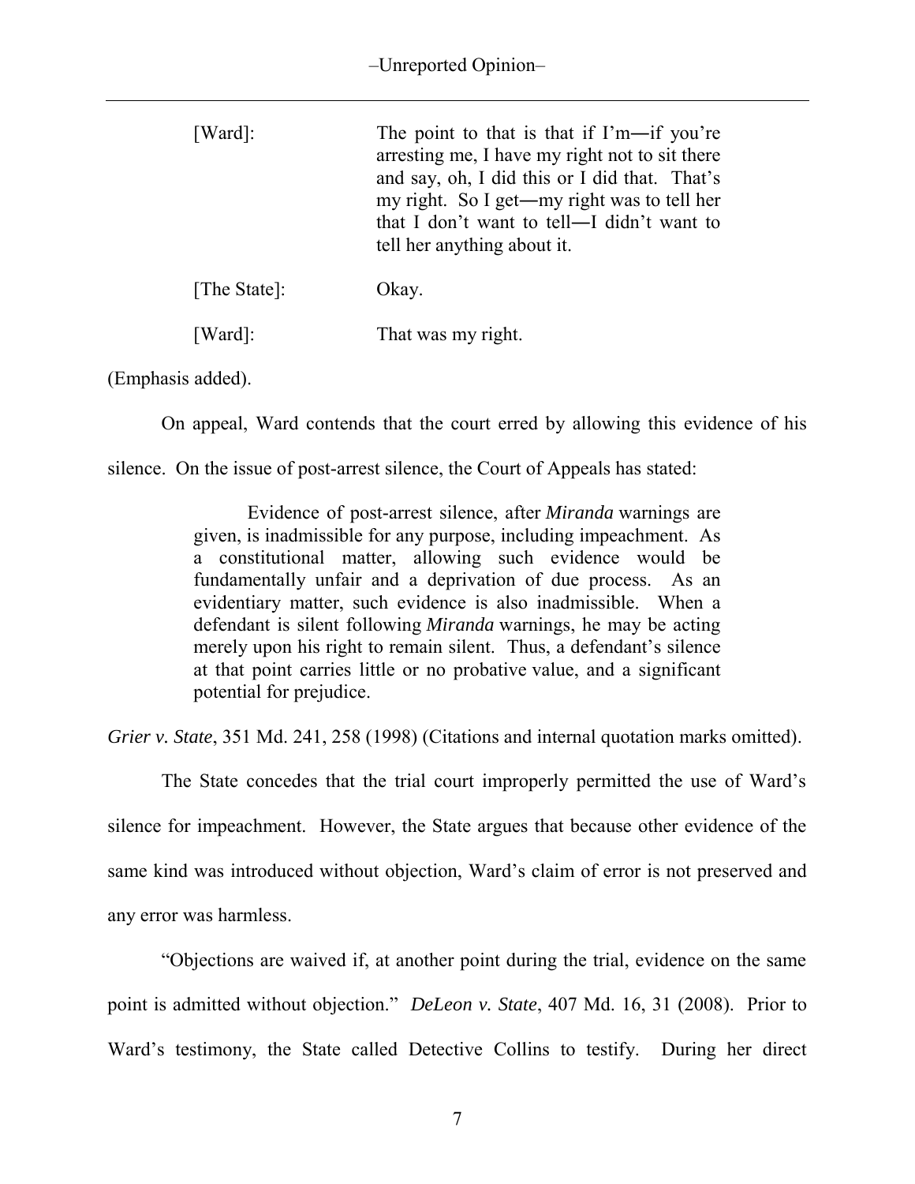| | |
|---|---|
| [Ward]: | The point to that is that if I'm―if you're arresting me, I have my right not to sit there and say, oh, I did this or I did that. That's my right. So I get―my right was to tell her that I don't want to tell―I didn't want to tell her anything about it. |
| [The State]: | Okay. |
| [Ward]: | That was my right. |

(Emphasis added).

On appeal, Ward contends that the court erred by allowing this evidence of his silence. On the issue of post-arrest silence, the Court of Appeals has stated:

> Evidence of post-arrest silence, after *Miranda* warnings are given, is inadmissible for any purpose, including impeachment. As a constitutional matter, allowing such evidence would be fundamentally unfair and a deprivation of due process. As an evidentiary matter, such evidence is also inadmissible. When a defendant is silent following *Miranda* warnings, he may be acting merely upon his right to remain silent. Thus, a defendant's silence at that point carries little or no probative value, and a significant potential for prejudice.

*Grier v. State*, 351 Md. 241, 258 (1998) (Citations and internal quotation marks omitted).

The State concedes that the trial court improperly permitted the use of Ward's silence for impeachment. However, the State argues that because other evidence of the same kind was introduced without objection, Ward's claim of error is not preserved and any error was harmless.

"Objections are waived if, at another point during the trial, evidence on the same point is admitted without objection." *DeLeon v. State*, 407 Md. 16, 31 (2008). Prior to Ward's testimony, the State called Detective Collins to testify. During her direct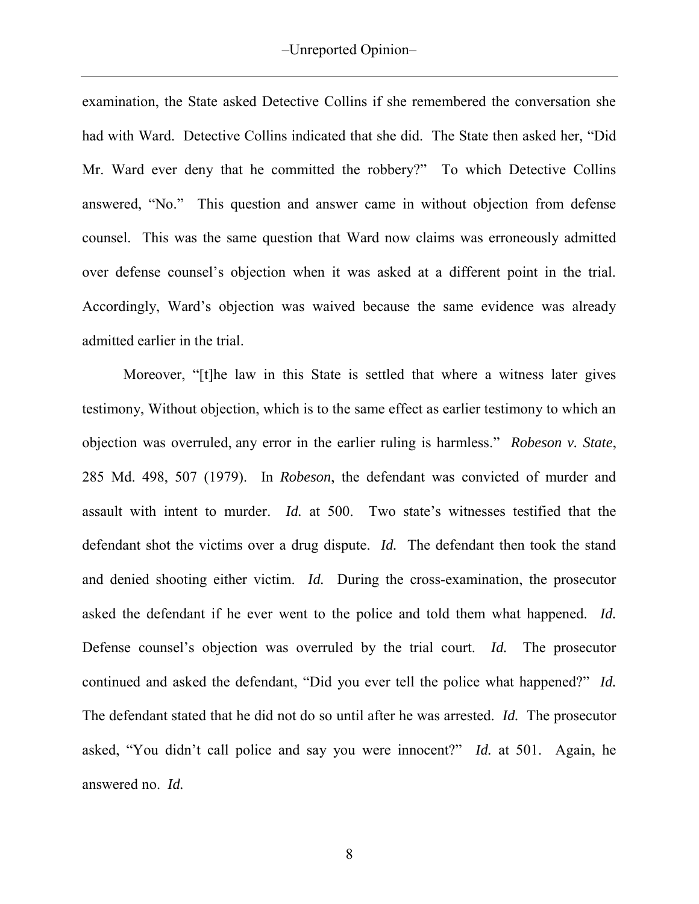examination, the State asked Detective Collins if she remembered the conversation she had with Ward. Detective Collins indicated that she did. The State then asked her, "Did Mr. Ward ever deny that he committed the robbery?" To which Detective Collins answered, "No." This question and answer came in without objection from defense counsel. This was the same question that Ward now claims was erroneously admitted over defense counsel's objection when it was asked at a different point in the trial. Accordingly, Ward's objection was waived because the same evidence was already admitted earlier in the trial.

Moreover, "[t]he law in this State is settled that where a witness later gives testimony, Without objection, which is to the same effect as earlier testimony to which an objection was overruled, any error in the earlier ruling is harmless." *Robeson v. State*, 285 Md. 498, 507 (1979). In *Robeson*, the defendant was convicted of murder and assault with intent to murder. *Id.* at 500. Two state's witnesses testified that the defendant shot the victims over a drug dispute. *Id.* The defendant then took the stand and denied shooting either victim. *Id.* During the cross-examination, the prosecutor asked the defendant if he ever went to the police and told them what happened. *Id.* Defense counsel's objection was overruled by the trial court. *Id.* The prosecutor continued and asked the defendant, "Did you ever tell the police what happened?" *Id.* The defendant stated that he did not do so until after he was arrested. *Id.* The prosecutor asked, "You didn't call police and say you were innocent?" *Id.* at 501. Again, he answered no. *Id.*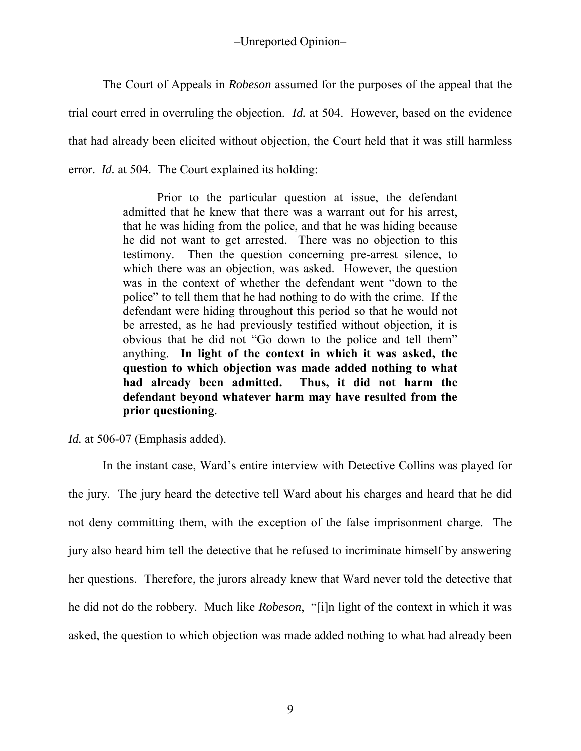The Court of Appeals in *Robeson* assumed for the purposes of the appeal that the trial court erred in overruling the objection. *Id.* at 504. However, based on the evidence that had already been elicited without objection, the Court held that it was still harmless error. *Id.* at 504. The Court explained its holding:

> Prior to the particular question at issue, the defendant admitted that he knew that there was a warrant out for his arrest, that he was hiding from the police, and that he was hiding because he did not want to get arrested. There was no objection to this testimony. Then the question concerning pre-arrest silence, to which there was an objection, was asked. However, the question was in the context of whether the defendant went "down to the police" to tell them that he had nothing to do with the crime. If the defendant were hiding throughout this period so that he would not be arrested, as he had previously testified without objection, it is obvious that he did not "Go down to the police and tell them" anything. **In light of the context in which it was asked, the question to which objection was made added nothing to what had already been admitted. Thus, it did not harm the defendant beyond whatever harm may have resulted from the prior questioning**.

*Id.* at 506-07 (Emphasis added).

In the instant case, Ward's entire interview with Detective Collins was played for the jury. The jury heard the detective tell Ward about his charges and heard that he did not deny committing them, with the exception of the false imprisonment charge. The jury also heard him tell the detective that he refused to incriminate himself by answering her questions. Therefore, the jurors already knew that Ward never told the detective that he did not do the robbery. Much like *Robeson*, "[i]n light of the context in which it was asked, the question to which objection was made added nothing to what had already been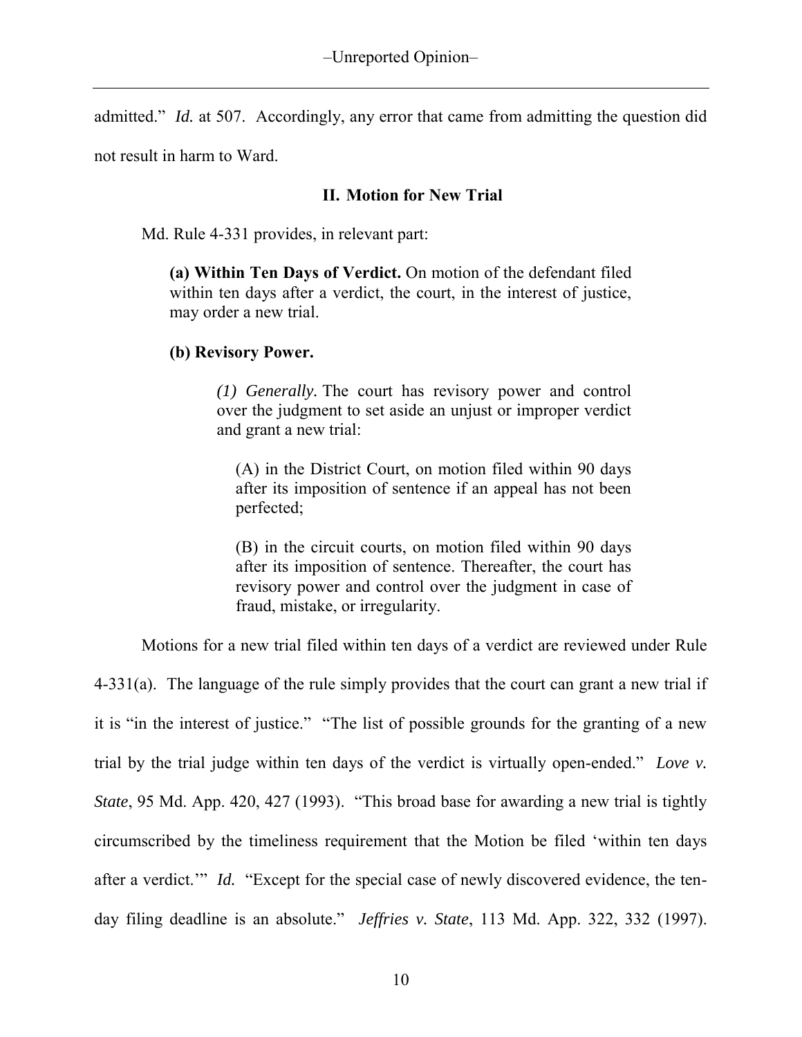admitted." *Id.* at 507. Accordingly, any error that came from admitting the question did not result in harm to Ward.

## II. Motion for New Trial

Md. Rule 4-331 provides, in relevant part:

> **(a) Within Ten Days of Verdict.** On motion of the defendant filed within ten days after a verdict, the court, in the interest of justice, may order a new trial.
>
> **(b) Revisory Power.**
>
>> *(1) Generally.* The court has revisory power and control over the judgment to set aside an unjust or improper verdict and grant a new trial:
>>
>>> (A) in the District Court, on motion filed within 90 days after its imposition of sentence if an appeal has not been perfected;
>>>
>>> (B) in the circuit courts, on motion filed within 90 days after its imposition of sentence. Thereafter, the court has revisory power and control over the judgment in case of fraud, mistake, or irregularity.

Motions for a new trial filed within ten days of a verdict are reviewed under Rule 4-331(a). The language of the rule simply provides that the court can grant a new trial if it is "in the interest of justice." "The list of possible grounds for the granting of a new trial by the trial judge within ten days of the verdict is virtually open-ended." *Love v. State*, 95 Md. App. 420, 427 (1993). "This broad base for awarding a new trial is tightly circumscribed by the timeliness requirement that the Motion be filed 'within ten days after a verdict.'" *Id.* "Except for the special case of newly discovered evidence, the ten-day filing deadline is an absolute." *Jeffries v. State*, 113 Md. App. 322, 332 (1997).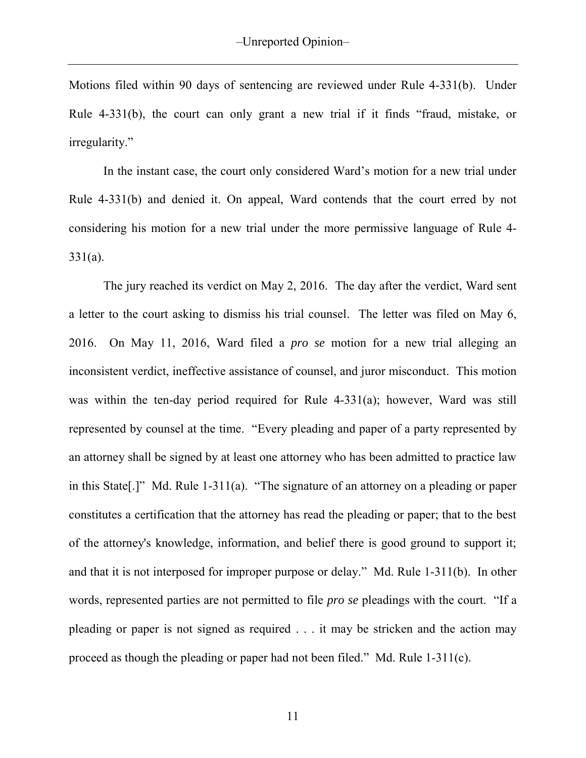Motions filed within 90 days of sentencing are reviewed under Rule 4-331(b). Under Rule 4-331(b), the court can only grant a new trial if it finds "fraud, mistake, or irregularity."

In the instant case, the court only considered Ward's motion for a new trial under Rule 4-331(b) and denied it. On appeal, Ward contends that the court erred by not considering his motion for a new trial under the more permissive language of Rule 4-331(a).

The jury reached its verdict on May 2, 2016. The day after the verdict, Ward sent a letter to the court asking to dismiss his trial counsel. The letter was filed on May 6, 2016. On May 11, 2016, Ward filed a *pro se* motion for a new trial alleging an inconsistent verdict, ineffective assistance of counsel, and juror misconduct. This motion was within the ten-day period required for Rule 4-331(a); however, Ward was still represented by counsel at the time. "Every pleading and paper of a party represented by an attorney shall be signed by at least one attorney who has been admitted to practice law in this State[.]" Md. Rule 1-311(a). "The signature of an attorney on a pleading or paper constitutes a certification that the attorney has read the pleading or paper; that to the best of the attorney's knowledge, information, and belief there is good ground to support it; and that it is not interposed for improper purpose or delay." Md. Rule 1-311(b). In other words, represented parties are not permitted to file *pro se* pleadings with the court. "If a pleading or paper is not signed as required . . . it may be stricken and the action may proceed as though the pleading or paper had not been filed." Md. Rule 1-311(c).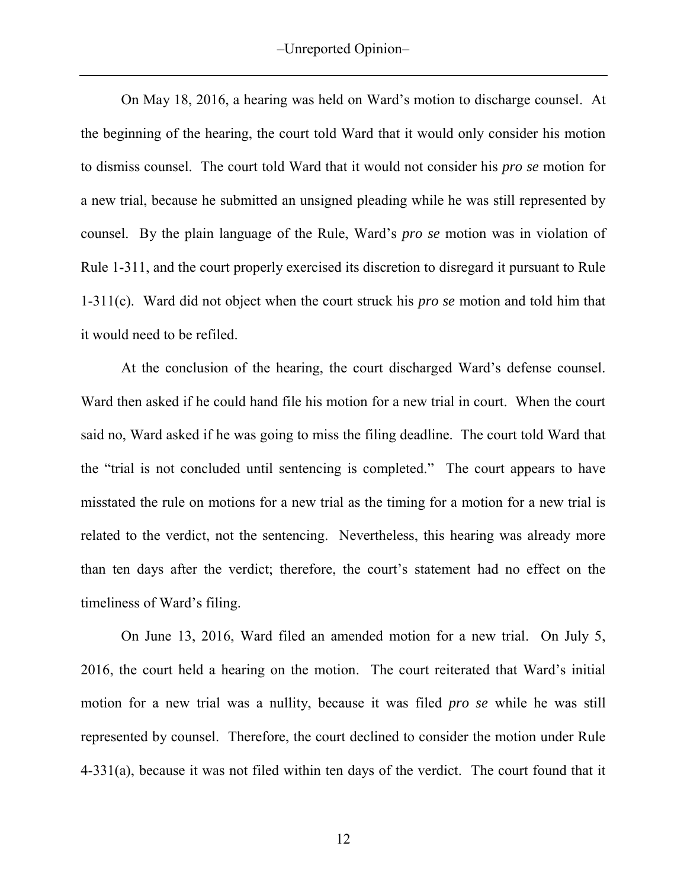On May 18, 2016, a hearing was held on Ward's motion to discharge counsel. At the beginning of the hearing, the court told Ward that it would only consider his motion to dismiss counsel. The court told Ward that it would not consider his *pro se* motion for a new trial, because he submitted an unsigned pleading while he was still represented by counsel. By the plain language of the Rule, Ward's *pro se* motion was in violation of Rule 1-311, and the court properly exercised its discretion to disregard it pursuant to Rule 1-311(c). Ward did not object when the court struck his *pro se* motion and told him that it would need to be refiled.

At the conclusion of the hearing, the court discharged Ward's defense counsel. Ward then asked if he could hand file his motion for a new trial in court. When the court said no, Ward asked if he was going to miss the filing deadline. The court told Ward that the "trial is not concluded until sentencing is completed." The court appears to have misstated the rule on motions for a new trial as the timing for a motion for a new trial is related to the verdict, not the sentencing. Nevertheless, this hearing was already more than ten days after the verdict; therefore, the court's statement had no effect on the timeliness of Ward's filing.

On June 13, 2016, Ward filed an amended motion for a new trial. On July 5, 2016, the court held a hearing on the motion. The court reiterated that Ward's initial motion for a new trial was a nullity, because it was filed *pro se* while he was still represented by counsel. Therefore, the court declined to consider the motion under Rule 4-331(a), because it was not filed within ten days of the verdict. The court found that it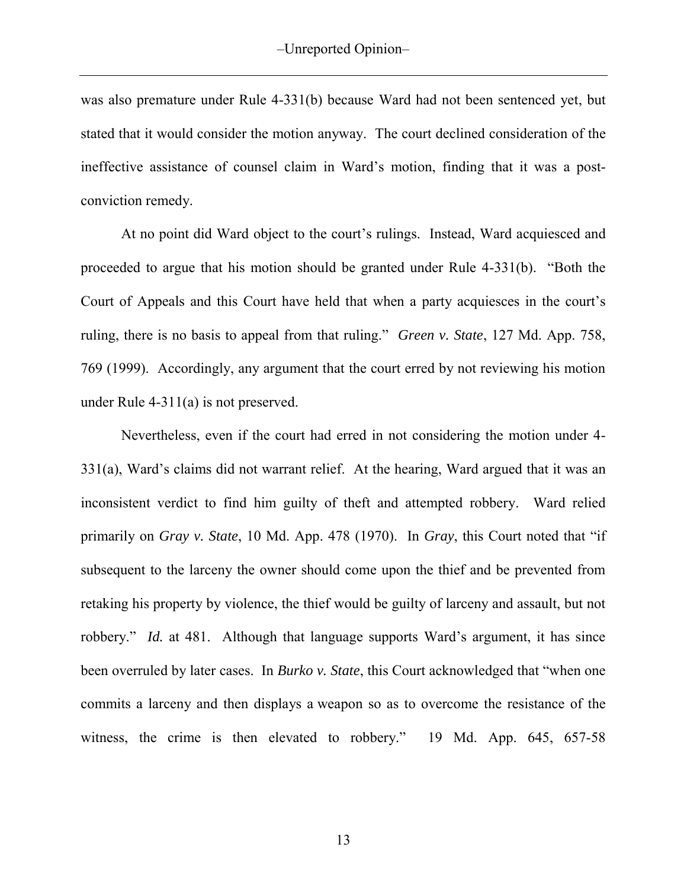was also premature under Rule 4-331(b) because Ward had not been sentenced yet, but stated that it would consider the motion anyway. The court declined consideration of the ineffective assistance of counsel claim in Ward's motion, finding that it was a post-conviction remedy.

At no point did Ward object to the court's rulings. Instead, Ward acquiesced and proceeded to argue that his motion should be granted under Rule 4-331(b). "Both the Court of Appeals and this Court have held that when a party acquiesces in the court's ruling, there is no basis to appeal from that ruling." *Green v. State*, 127 Md. App. 758, 769 (1999). Accordingly, any argument that the court erred by not reviewing his motion under Rule 4-311(a) is not preserved.

Nevertheless, even if the court had erred in not considering the motion under 4-331(a), Ward's claims did not warrant relief. At the hearing, Ward argued that it was an inconsistent verdict to find him guilty of theft and attempted robbery. Ward relied primarily on *Gray v. State*, 10 Md. App. 478 (1970). In *Gray*, this Court noted that "if subsequent to the larceny the owner should come upon the thief and be prevented from retaking his property by violence, the thief would be guilty of larceny and assault, but not robbery." *Id.* at 481. Although that language supports Ward's argument, it has since been overruled by later cases. In *Burko v. State*, this Court acknowledged that "when one commits a larceny and then displays a weapon so as to overcome the resistance of the witness, the crime is then elevated to robbery." 19 Md. App. 645, 657-58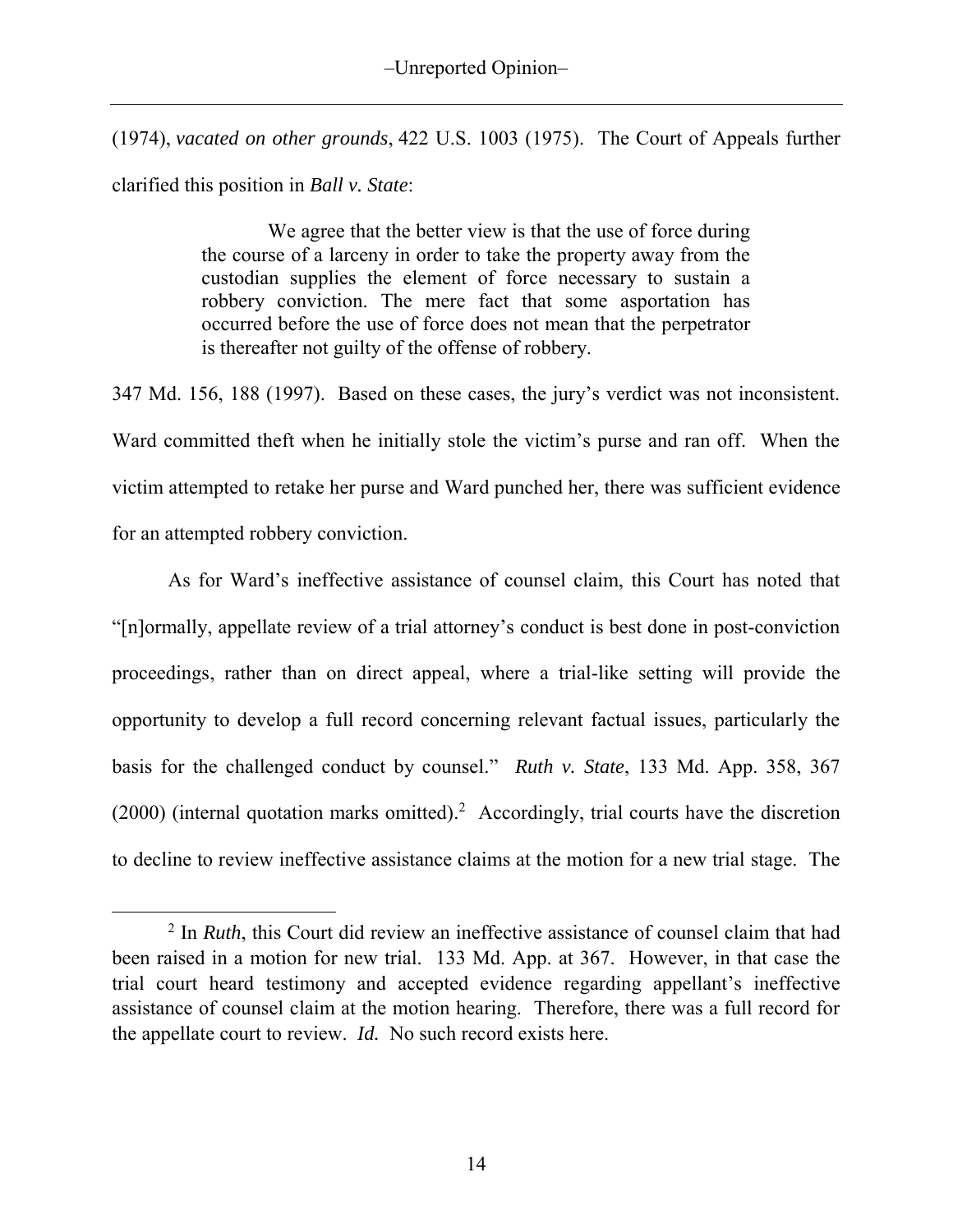(1974), *vacated on other grounds*, 422 U.S. 1003 (1975). The Court of Appeals further clarified this position in *Ball v. State*:

> We agree that the better view is that the use of force during the course of a larceny in order to take the property away from the custodian supplies the element of force necessary to sustain a robbery conviction. The mere fact that some asportation has occurred before the use of force does not mean that the perpetrator is thereafter not guilty of the offense of robbery.

347 Md. 156, 188 (1997). Based on these cases, the jury's verdict was not inconsistent. Ward committed theft when he initially stole the victim's purse and ran off. When the victim attempted to retake her purse and Ward punched her, there was sufficient evidence for an attempted robbery conviction.

As for Ward's ineffective assistance of counsel claim, this Court has noted that "[n]ormally, appellate review of a trial attorney's conduct is best done in post-conviction proceedings, rather than on direct appeal, where a trial-like setting will provide the opportunity to develop a full record concerning relevant factual issues, particularly the basis for the challenged conduct by counsel." *Ruth v. State*, 133 Md. App. 358, 367 (2000) (internal quotation marks omitted).[2] Accordingly, trial courts have the discretion to decline to review ineffective assistance claims at the motion for a new trial stage. The

---

[2] In *Ruth*, this Court did review an ineffective assistance of counsel claim that had been raised in a motion for new trial. 133 Md. App. at 367. However, in that case the trial court heard testimony and accepted evidence regarding appellant's ineffective assistance of counsel claim at the motion hearing. Therefore, there was a full record for the appellate court to review. *Id.* No such record exists here.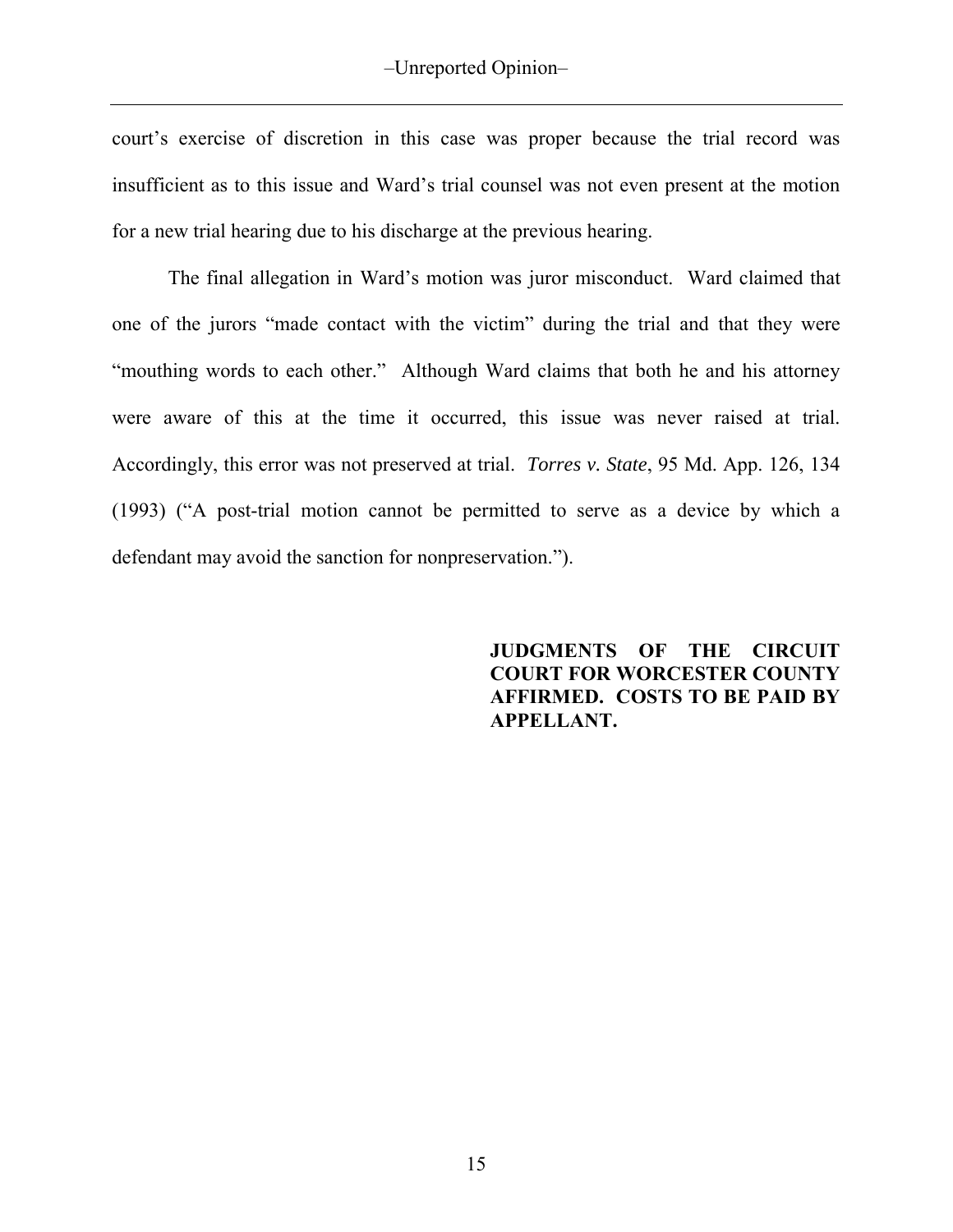court's exercise of discretion in this case was proper because the trial record was insufficient as to this issue and Ward's trial counsel was not even present at the motion for a new trial hearing due to his discharge at the previous hearing.

The final allegation in Ward's motion was juror misconduct. Ward claimed that one of the jurors "made contact with the victim" during the trial and that they were "mouthing words to each other." Although Ward claims that both he and his attorney were aware of this at the time it occurred, this issue was never raised at trial. Accordingly, this error was not preserved at trial. *Torres v. State*, 95 Md. App. 126, 134 (1993) ("A post-trial motion cannot be permitted to serve as a device by which a defendant may avoid the sanction for nonpreservation.").

**JUDGMENTS OF THE CIRCUIT COURT FOR WORCESTER COUNTY AFFIRMED. COSTS TO BE PAID BY APPELLANT.**